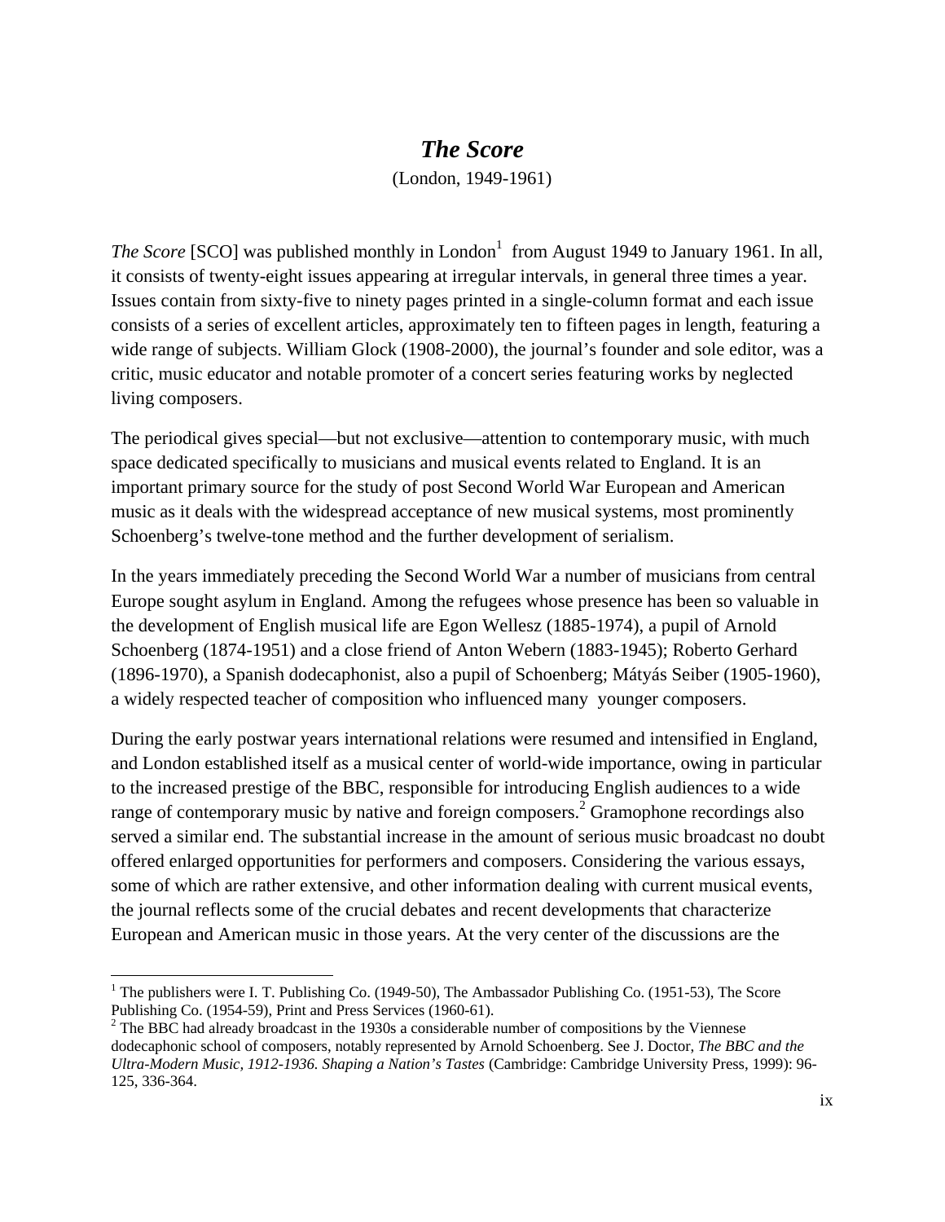# *The Score*

(London, 1949-1961)

*The Score* [SCO] was published monthly in London[1] from August 1949 to January 1961. In all, it consists of twenty-eight issues appearing at irregular intervals, in general three times a year. Issues contain from sixty-five to ninety pages printed in a single-column format and each issue consists of a series of excellent articles, approximately ten to fifteen pages in length, featuring a wide range of subjects. William Glock (1908-2000), the journal's founder and sole editor, was a critic, music educator and notable promoter of a concert series featuring works by neglected living composers.

The periodical gives special—but not exclusive—attention to contemporary music, with much space dedicated specifically to musicians and musical events related to England. It is an important primary source for the study of post Second World War European and American music as it deals with the widespread acceptance of new musical systems, most prominently Schoenberg's twelve-tone method and the further development of serialism.

In the years immediately preceding the Second World War a number of musicians from central Europe sought asylum in England. Among the refugees whose presence has been so valuable in the development of English musical life are Egon Wellesz (1885-1974), a pupil of Arnold Schoenberg (1874-1951) and a close friend of Anton Webern (1883-1945); Roberto Gerhard (1896-1970), a Spanish dodecaphonist, also a pupil of Schoenberg; Mátyás Seiber (1905-1960), a widely respected teacher of composition who influenced many younger composers.

During the early postwar years international relations were resumed and intensified in England, and London established itself as a musical center of world-wide importance, owing in particular to the increased prestige of the BBC, responsible for introducing English audiences to a wide range of contemporary music by native and foreign composers.[2] Gramophone recordings also served a similar end. The substantial increase in the amount of serious music broadcast no doubt offered enlarged opportunities for performers and composers. Considering the various essays, some of which are rather extensive, and other information dealing with current musical events, the journal reflects some of the crucial debates and recent developments that characterize European and American music in those years. At the very center of the discussions are the

---

[1] The publishers were I. T. Publishing Co. (1949-50), The Ambassador Publishing Co. (1951-53), The Score Publishing Co. (1954-59), Print and Press Services (1960-61).

[2] The BBC had already broadcast in the 1930s a considerable number of compositions by the Viennese dodecaphonic school of composers, notably represented by Arnold Schoenberg. See J. Doctor, *The BBC and the Ultra-Modern Music, 1912-1936. Shaping a Nation's Tastes* (Cambridge: Cambridge University Press, 1999): 96-125, 336-364.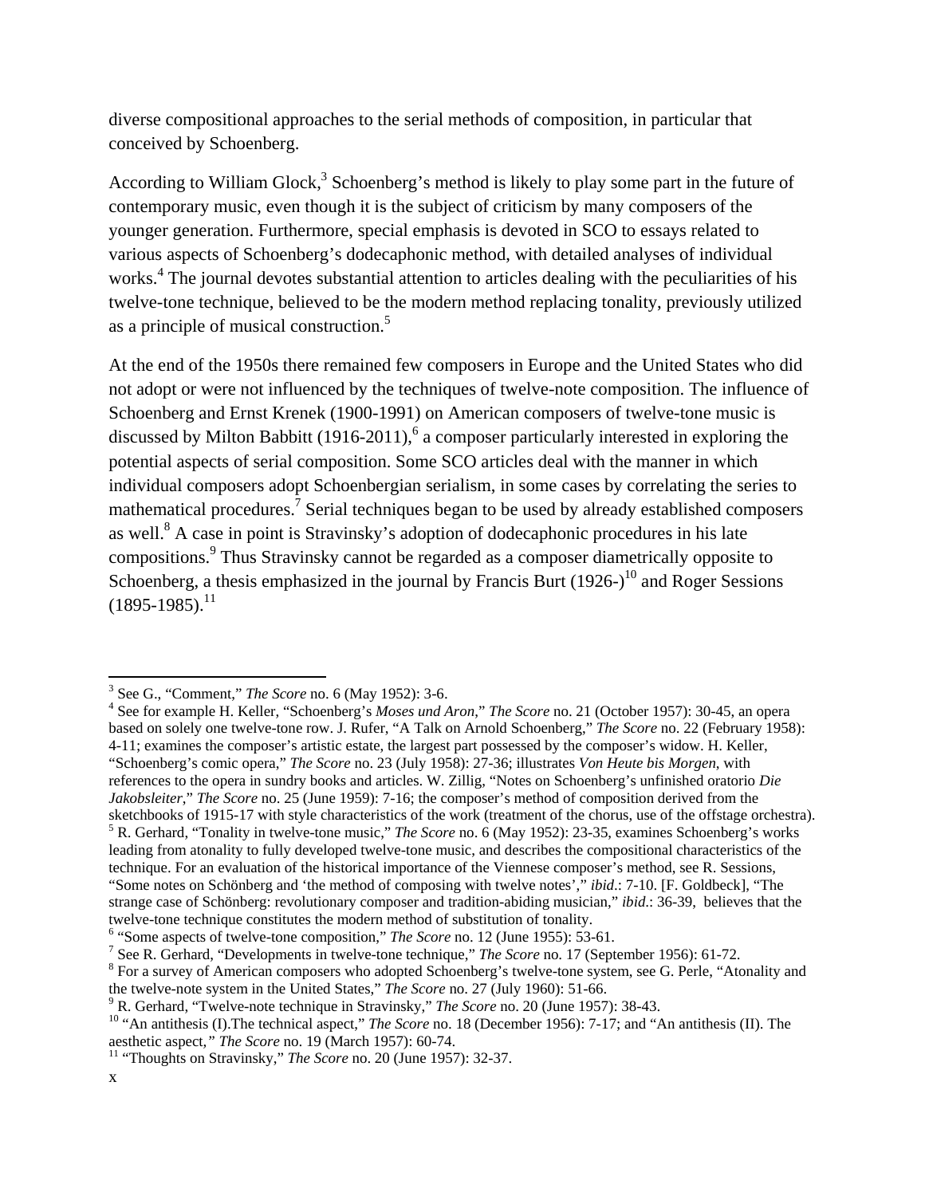diverse compositional approaches to the serial methods of composition, in particular that conceived by Schoenberg.

According to William Glock,[3] Schoenberg's method is likely to play some part in the future of contemporary music, even though it is the subject of criticism by many composers of the younger generation. Furthermore, special emphasis is devoted in SCO to essays related to various aspects of Schoenberg's dodecaphonic method, with detailed analyses of individual works.[4] The journal devotes substantial attention to articles dealing with the peculiarities of his twelve-tone technique, believed to be the modern method replacing tonality, previously utilized as a principle of musical construction.[5]

At the end of the 1950s there remained few composers in Europe and the United States who did not adopt or were not influenced by the techniques of twelve-note composition. The influence of Schoenberg and Ernst Krenek (1900-1991) on American composers of twelve-tone music is discussed by Milton Babbitt (1916-2011),[6] a composer particularly interested in exploring the potential aspects of serial composition. Some SCO articles deal with the manner in which individual composers adopt Schoenbergian serialism, in some cases by correlating the series to mathematical procedures.[7] Serial techniques began to be used by already established composers as well.[8] A case in point is Stravinsky's adoption of dodecaphonic procedures in his late compositions.[9] Thus Stravinsky cannot be regarded as a composer diametrically opposite to Schoenberg, a thesis emphasized in the journal by Francis Burt (1926-)[10] and Roger Sessions (1895-1985).[11]

---

[3] See G., "Comment," *The Score* no. 6 (May 1952): 3-6.

[4] See for example H. Keller, "Schoenberg's *Moses und Aron*," *The Score* no. 21 (October 1957): 30-45, an opera based on solely one twelve-tone row. J. Rufer, "A Talk on Arnold Schoenberg," *The Score* no. 22 (February 1958): 4-11; examines the composer's artistic estate, the largest part possessed by the composer's widow. H. Keller, "Schoenberg's comic opera," *The Score* no. 23 (July 1958): 27-36; illustrates *Von Heute bis Morgen*, with references to the opera in sundry books and articles. W. Zillig, "Notes on Schoenberg's unfinished oratorio *Die Jakobsleiter*," *The Score* no. 25 (June 1959): 7-16; the composer's method of composition derived from the sketchbooks of 1915-17 with style characteristics of the work (treatment of the chorus, use of the offstage orchestra).

[5] R. Gerhard, "Tonality in twelve-tone music," *The Score* no. 6 (May 1952): 23-35, examines Schoenberg's works leading from atonality to fully developed twelve-tone music, and describes the compositional characteristics of the technique. For an evaluation of the historical importance of the Viennese composer's method, see R. Sessions, "Some notes on Schönberg and 'the method of composing with twelve notes'," *ibid*.: 7-10. [F. Goldbeck], "The strange case of Schönberg: revolutionary composer and tradition-abiding musician," *ibid*.: 36-39, believes that the twelve-tone technique constitutes the modern method of substitution of tonality.

[6] "Some aspects of twelve-tone composition," *The Score* no. 12 (June 1955): 53-61.

[7] See R. Gerhard, "Developments in twelve-tone technique," *The Score* no. 17 (September 1956): 61-72.

[8] For a survey of American composers who adopted Schoenberg's twelve-tone system, see G. Perle, "Atonality and the twelve-note system in the United States," *The Score* no. 27 (July 1960): 51-66.

[9] R. Gerhard, "Twelve-note technique in Stravinsky," *The Score* no. 20 (June 1957): 38-43.

[10] "An antithesis (I).The technical aspect," *The Score* no. 18 (December 1956): 7-17; and "An antithesis (II). The aesthetic aspect," *The Score* no. 19 (March 1957): 60-74.

[11] "Thoughts on Stravinsky," *The Score* no. 20 (June 1957): 32-37.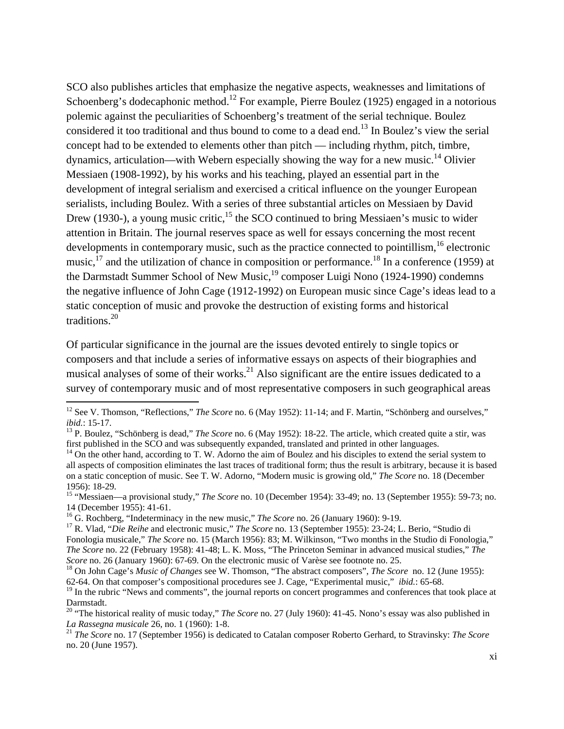SCO also publishes articles that emphasize the negative aspects, weaknesses and limitations of Schoenberg's dodecaphonic method.[12] For example, Pierre Boulez (1925) engaged in a notorious polemic against the peculiarities of Schoenberg's treatment of the serial technique. Boulez considered it too traditional and thus bound to come to a dead end.[13] In Boulez's view the serial concept had to be extended to elements other than pitch — including rhythm, pitch, timbre, dynamics, articulation—with Webern especially showing the way for a new music.[14] Olivier Messiaen (1908-1992), by his works and his teaching, played an essential part in the development of integral serialism and exercised a critical influence on the younger European serialists, including Boulez. With a series of three substantial articles on Messiaen by David Drew (1930-), a young music critic,[15] the SCO continued to bring Messiaen's music to wider attention in Britain. The journal reserves space as well for essays concerning the most recent developments in contemporary music, such as the practice connected to pointillism,[16] electronic music,[17] and the utilization of chance in composition or performance.[18] In a conference (1959) at the Darmstadt Summer School of New Music,[19] composer Luigi Nono (1924-1990) condemns the negative influence of John Cage (1912-1992) on European music since Cage's ideas lead to a static conception of music and provoke the destruction of existing forms and historical traditions.[20]

Of particular significance in the journal are the issues devoted entirely to single topics or composers and that include a series of informative essays on aspects of their biographies and musical analyses of some of their works.[21] Also significant are the entire issues dedicated to a survey of contemporary music and of most representative composers in such geographical areas

---

[12] See V. Thomson, "Reflections," *The Score* no. 6 (May 1952): 11-14; and F. Martin, "Schönberg and ourselves," *ibid.*: 15-17.

[13] P. Boulez, "Schönberg is dead," *The Score* no. 6 (May 1952): 18-22. The article, which created quite a stir, was first published in the SCO and was subsequently expanded, translated and printed in other languages.

[14] On the other hand, according to T. W. Adorno the aim of Boulez and his disciples to extend the serial system to all aspects of composition eliminates the last traces of traditional form; thus the result is arbitrary, because it is based on a static conception of music. See T. W. Adorno, "Modern music is growing old," *The Score* no. 18 (December 1956): 18-29.

[15] "Messiaen—a provisional study," *The Score* no. 10 (December 1954): 33-49; no. 13 (September 1955): 59-73; no. 14 (December 1955): 41-61.

[16] G. Rochberg, "Indeterminacy in the new music," *The Score* no. 26 (January 1960): 9-19.

[17] R. Vlad, "*Die Reihe* and electronic music," *The Score* no. 13 (September 1955): 23-24; L. Berio, "Studio di Fonologia musicale," *The Score* no. 15 (March 1956): 83; M. Wilkinson, "Two months in the Studio di Fonologia," *The Score* no. 22 (February 1958): 41-48; L. K. Moss, "The Princeton Seminar in advanced musical studies," *The Score* no. 26 (January 1960): 67-69. On the electronic music of Varèse see footnote no. 25.

[18] On John Cage's *Music of Changes* see W. Thomson, "The abstract composers", *The Score* no. 12 (June 1955): 62-64. On that composer's compositional procedures see J. Cage, "Experimental music," *ibid.*: 65-68.

[19] In the rubric "News and comments", the journal reports on concert programmes and conferences that took place at Darmstadt.

[20] "The historical reality of music today," *The Score* no. 27 (July 1960): 41-45. Nono's essay was also published in *La Rassegna musicale* 26, no. 1 (1960): 1-8.

[21] *The Score* no. 17 (September 1956) is dedicated to Catalan composer Roberto Gerhard, to Stravinsky: *The Score* no. 20 (June 1957).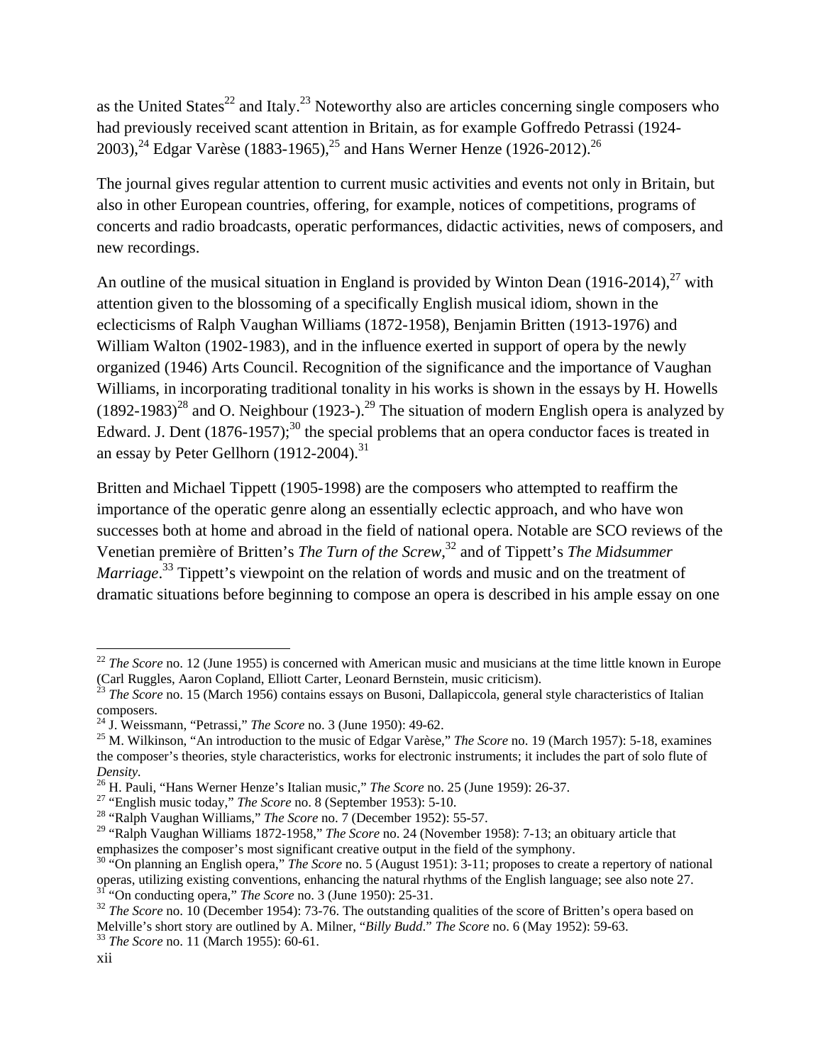as the United States[22] and Italy.[23] Noteworthy also are articles concerning single composers who had previously received scant attention in Britain, as for example Goffredo Petrassi (1924-2003),[24] Edgar Varèse (1883-1965),[25] and Hans Werner Henze (1926-2012).[26]

The journal gives regular attention to current music activities and events not only in Britain, but also in other European countries, offering, for example, notices of competitions, programs of concerts and radio broadcasts, operatic performances, didactic activities, news of composers, and new recordings.

An outline of the musical situation in England is provided by Winton Dean (1916-2014),[27] with attention given to the blossoming of a specifically English musical idiom, shown in the eclecticisms of Ralph Vaughan Williams (1872-1958), Benjamin Britten (1913-1976) and William Walton (1902-1983), and in the influence exerted in support of opera by the newly organized (1946) Arts Council. Recognition of the significance and the importance of Vaughan Williams, in incorporating traditional tonality in his works is shown in the essays by H. Howells (1892-1983)[28] and O. Neighbour (1923-).[29] The situation of modern English opera is analyzed by Edward. J. Dent (1876-1957);[30] the special problems that an opera conductor faces is treated in an essay by Peter Gellhorn (1912-2004).[31]

Britten and Michael Tippett (1905-1998) are the composers who attempted to reaffirm the importance of the operatic genre along an essentially eclectic approach, and who have won successes both at home and abroad in the field of national opera. Notable are SCO reviews of the Venetian première of Britten's *The Turn of the Screw*,[32] and of Tippett's *The Midsummer Marriage*.[33] Tippett's viewpoint on the relation of words and music and on the treatment of dramatic situations before beginning to compose an opera is described in his ample essay on one

---

[22] *The Score* no. 12 (June 1955) is concerned with American music and musicians at the time little known in Europe (Carl Ruggles, Aaron Copland, Elliott Carter, Leonard Bernstein, music criticism).

[23] *The Score* no. 15 (March 1956) contains essays on Busoni, Dallapiccola, general style characteristics of Italian composers.

[24] J. Weissmann, "Petrassi," *The Score* no. 3 (June 1950): 49-62.

[25] M. Wilkinson, "An introduction to the music of Edgar Varèse," *The Score* no. 19 (March 1957): 5-18, examines the composer's theories, style characteristics, works for electronic instruments; it includes the part of solo flute of *Density*.

[26] H. Pauli, "Hans Werner Henze's Italian music," *The Score* no. 25 (June 1959): 26-37.

[27] "English music today," *The Score* no. 8 (September 1953): 5-10.

[28] "Ralph Vaughan Williams," *The Score* no. 7 (December 1952): 55-57.

[29] "Ralph Vaughan Williams 1872-1958," *The Score* no. 24 (November 1958): 7-13; an obituary article that emphasizes the composer's most significant creative output in the field of the symphony.

[30] "On planning an English opera," *The Score* no. 5 (August 1951): 3-11; proposes to create a repertory of national operas, utilizing existing conventions, enhancing the natural rhythms of the English language; see also note 27.

[31] "On conducting opera," *The Score* no. 3 (June 1950): 25-31.

[32] *The Score* no. 10 (December 1954): 73-76. The outstanding qualities of the score of Britten's opera based on Melville's short story are outlined by A. Milner, "*Billy Budd*." *The Score* no. 6 (May 1952): 59-63.

[33] *The Score* no. 11 (March 1955): 60-61.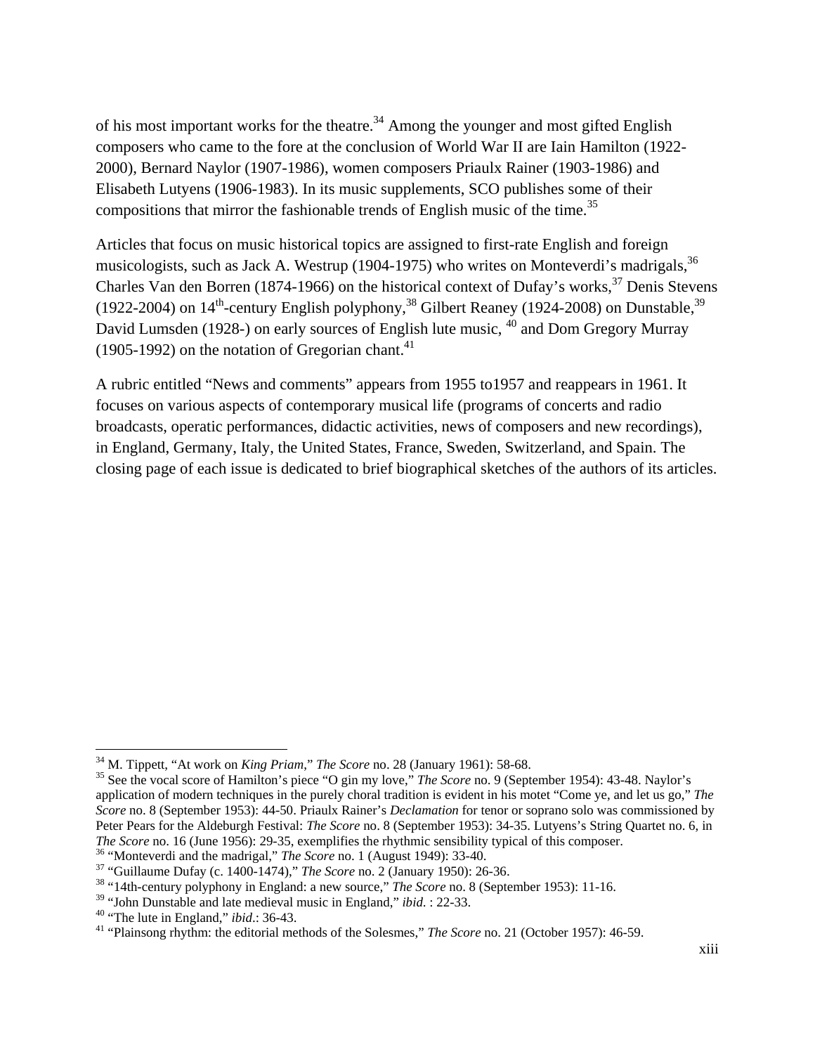of his most important works for the theatre.[34] Among the younger and most gifted English composers who came to the fore at the conclusion of World War II are Iain Hamilton (1922-2000), Bernard Naylor (1907-1986), women composers Priaulx Rainer (1903-1986) and Elisabeth Lutyens (1906-1983). In its music supplements, SCO publishes some of their compositions that mirror the fashionable trends of English music of the time.[35]

Articles that focus on music historical topics are assigned to first-rate English and foreign musicologists, such as Jack A. Westrup (1904-1975) who writes on Monteverdi's madrigals,[36] Charles Van den Borren (1874-1966) on the historical context of Dufay's works,[37] Denis Stevens (1922-2004) on 14th-century English polyphony,[38] Gilbert Reaney (1924-2008) on Dunstable,[39] David Lumsden (1928-) on early sources of English lute music, [40] and Dom Gregory Murray (1905-1992) on the notation of Gregorian chant.[41]

A rubric entitled "News and comments" appears from 1955 to1957 and reappears in 1961. It focuses on various aspects of contemporary musical life (programs of concerts and radio broadcasts, operatic performances, didactic activities, news of composers and new recordings), in England, Germany, Italy, the United States, France, Sweden, Switzerland, and Spain. The closing page of each issue is dedicated to brief biographical sketches of the authors of its articles.

---

[34] M. Tippett, "At work on *King Priam*," *The Score* no. 28 (January 1961): 58-68.

[35] See the vocal score of Hamilton's piece "O gin my love," *The Score* no. 9 (September 1954): 43-48. Naylor's application of modern techniques in the purely choral tradition is evident in his motet "Come ye, and let us go," *The Score* no. 8 (September 1953): 44-50. Priaulx Rainer's *Declamation* for tenor or soprano solo was commissioned by Peter Pears for the Aldeburgh Festival: *The Score* no. 8 (September 1953): 34-35. Lutyens's String Quartet no. 6, in *The Score* no. 16 (June 1956): 29-35, exemplifies the rhythmic sensibility typical of this composer.

[36] "Monteverdi and the madrigal," *The Score* no. 1 (August 1949): 33-40.

[37] "Guillaume Dufay (c. 1400-1474)," *The Score* no. 2 (January 1950): 26-36.

[38] "14th-century polyphony in England: a new source," *The Score* no. 8 (September 1953): 11-16.

[39] "John Dunstable and late medieval music in England," *ibid.* : 22-33.

[40] "The lute in England," *ibid*.: 36-43.

[41] "Plainsong rhythm: the editorial methods of the Solesmes," *The Score* no. 21 (October 1957): 46-59.